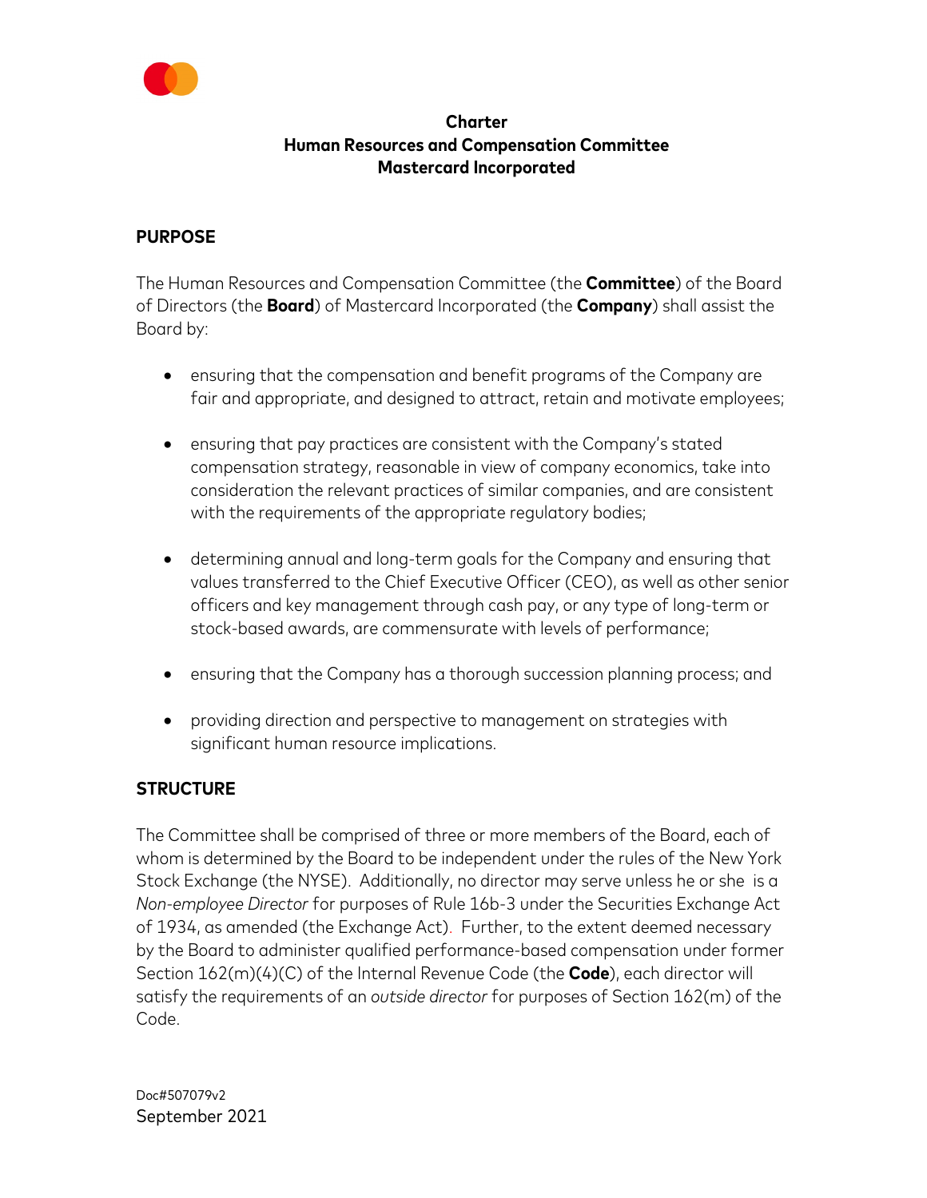# Charter
## Human Resources and Compensation Committee
## Mastercard Incorporated

### PURPOSE

The Human Resources and Compensation Committee (the **Committee**) of the Board of Directors (the **Board**) of Mastercard Incorporated (the **Company**) shall assist the Board by:

- ensuring that the compensation and benefit programs of the Company are fair and appropriate, and designed to attract, retain and motivate employees;
- ensuring that pay practices are consistent with the Company's stated compensation strategy, reasonable in view of company economics, take into consideration the relevant practices of similar companies, and are consistent with the requirements of the appropriate regulatory bodies;
- determining annual and long-term goals for the Company and ensuring that values transferred to the Chief Executive Officer (CEO), as well as other senior officers and key management through cash pay, or any type of long-term or stock-based awards, are commensurate with levels of performance;
- ensuring that the Company has a thorough succession planning process; and
- providing direction and perspective to management on strategies with significant human resource implications.

### STRUCTURE

The Committee shall be comprised of three or more members of the Board, each of whom is determined by the Board to be independent under the rules of the New York Stock Exchange (the NYSE). Additionally, no director may serve unless he or she is a *Non-employee Director* for purposes of Rule 16b-3 under the Securities Exchange Act of 1934, as amended (the Exchange Act). Further, to the extent deemed necessary by the Board to administer qualified performance-based compensation under former Section 162(m)(4)(C) of the Internal Revenue Code (the **Code**), each director will satisfy the requirements of an *outside director* for purposes of Section 162(m) of the Code.

Doc#507079v2
September 2021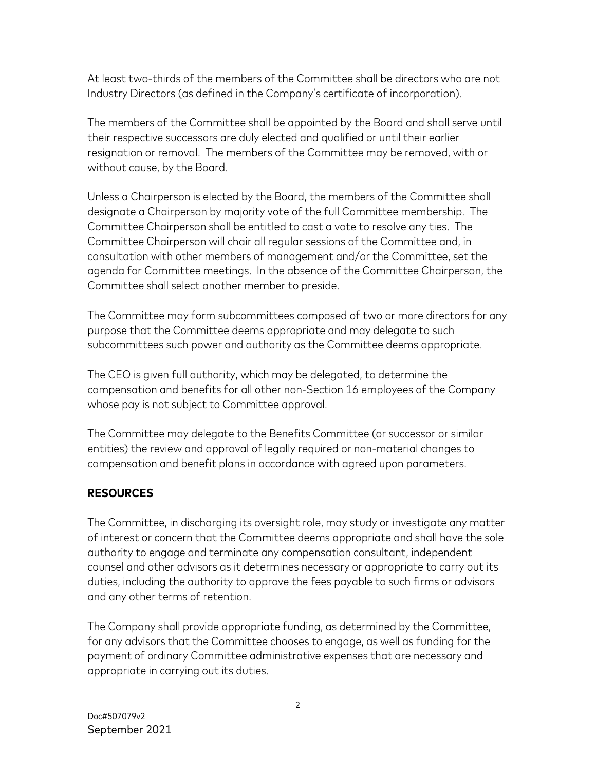At least two-thirds of the members of the Committee shall be directors who are not Industry Directors (as defined in the Company's certificate of incorporation).

The members of the Committee shall be appointed by the Board and shall serve until their respective successors are duly elected and qualified or until their earlier resignation or removal. The members of the Committee may be removed, with or without cause, by the Board.

Unless a Chairperson is elected by the Board, the members of the Committee shall designate a Chairperson by majority vote of the full Committee membership. The Committee Chairperson shall be entitled to cast a vote to resolve any ties. The Committee Chairperson will chair all regular sessions of the Committee and, in consultation with other members of management and/or the Committee, set the agenda for Committee meetings. In the absence of the Committee Chairperson, the Committee shall select another member to preside.

The Committee may form subcommittees composed of two or more directors for any purpose that the Committee deems appropriate and may delegate to such subcommittees such power and authority as the Committee deems appropriate.

The CEO is given full authority, which may be delegated, to determine the compensation and benefits for all other non-Section 16 employees of the Company whose pay is not subject to Committee approval.

The Committee may delegate to the Benefits Committee (or successor or similar entities) the review and approval of legally required or non-material changes to compensation and benefit plans in accordance with agreed upon parameters.

## RESOURCES

The Committee, in discharging its oversight role, may study or investigate any matter of interest or concern that the Committee deems appropriate and shall have the sole authority to engage and terminate any compensation consultant, independent counsel and other advisors as it determines necessary or appropriate to carry out its duties, including the authority to approve the fees payable to such firms or advisors and any other terms of retention.

The Company shall provide appropriate funding, as determined by the Committee, for any advisors that the Committee chooses to engage, as well as funding for the payment of ordinary Committee administrative expenses that are necessary and appropriate in carrying out its duties.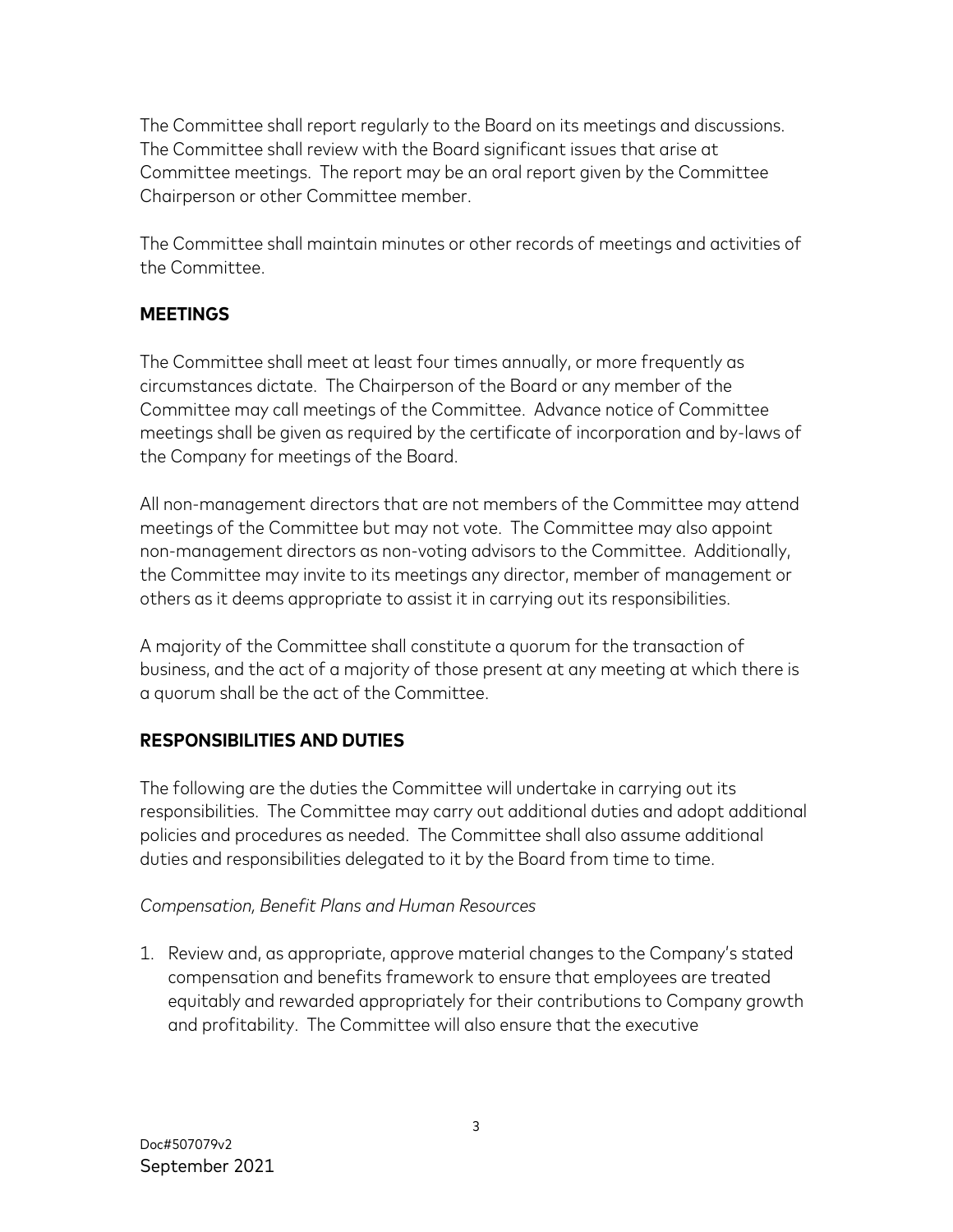The Committee shall report regularly to the Board on its meetings and discussions. The Committee shall review with the Board significant issues that arise at Committee meetings. The report may be an oral report given by the Committee Chairperson or other Committee member.

The Committee shall maintain minutes or other records of meetings and activities of the Committee.

## MEETINGS

The Committee shall meet at least four times annually, or more frequently as circumstances dictate. The Chairperson of the Board or any member of the Committee may call meetings of the Committee. Advance notice of Committee meetings shall be given as required by the certificate of incorporation and by-laws of the Company for meetings of the Board.

All non-management directors that are not members of the Committee may attend meetings of the Committee but may not vote. The Committee may also appoint non-management directors as non-voting advisors to the Committee. Additionally, the Committee may invite to its meetings any director, member of management or others as it deems appropriate to assist it in carrying out its responsibilities.

A majority of the Committee shall constitute a quorum for the transaction of business, and the act of a majority of those present at any meeting at which there is a quorum shall be the act of the Committee.

## RESPONSIBILITIES AND DUTIES

The following are the duties the Committee will undertake in carrying out its responsibilities. The Committee may carry out additional duties and adopt additional policies and procedures as needed. The Committee shall also assume additional duties and responsibilities delegated to it by the Board from time to time.

*Compensation, Benefit Plans and Human Resources*

1. Review and, as appropriate, approve material changes to the Company's stated compensation and benefits framework to ensure that employees are treated equitably and rewarded appropriately for their contributions to Company growth and profitability. The Committee will also ensure that the executive

Doc#507079v2
September 2021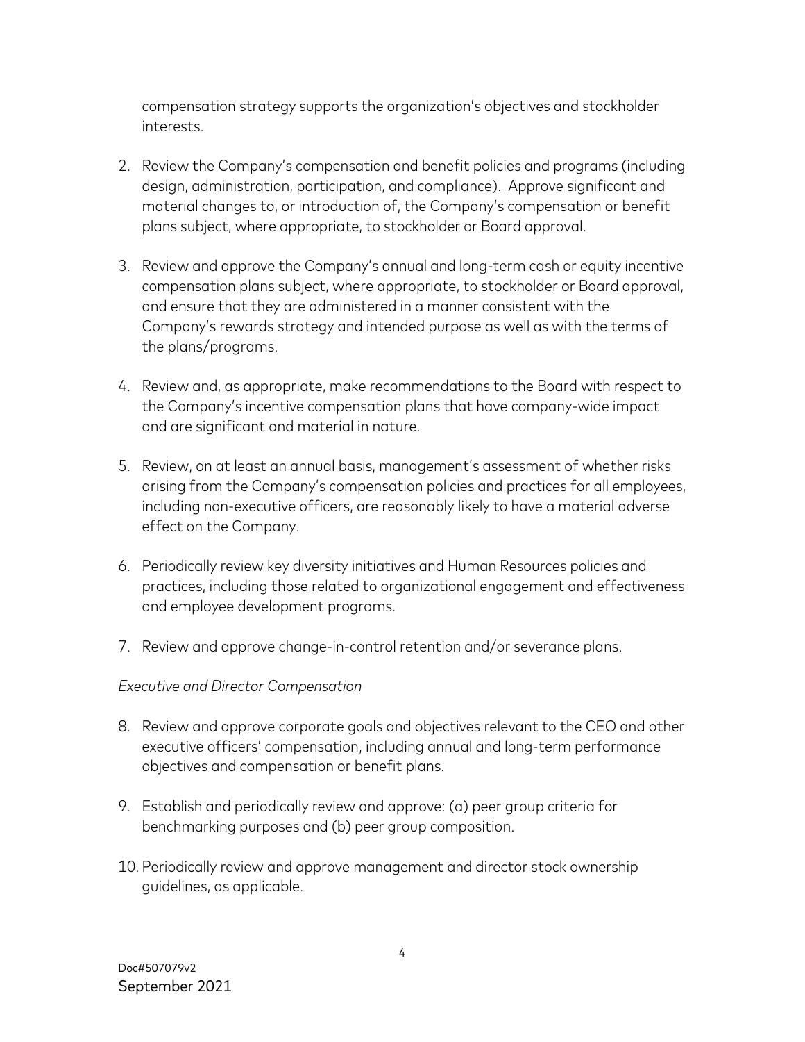compensation strategy supports the organization's objectives and stockholder interests.

2. Review the Company's compensation and benefit policies and programs (including design, administration, participation, and compliance). Approve significant and material changes to, or introduction of, the Company's compensation or benefit plans subject, where appropriate, to stockholder or Board approval.

3. Review and approve the Company's annual and long-term cash or equity incentive compensation plans subject, where appropriate, to stockholder or Board approval, and ensure that they are administered in a manner consistent with the Company's rewards strategy and intended purpose as well as with the terms of the plans/programs.

4. Review and, as appropriate, make recommendations to the Board with respect to the Company's incentive compensation plans that have company-wide impact and are significant and material in nature.

5. Review, on at least an annual basis, management's assessment of whether risks arising from the Company's compensation policies and practices for all employees, including non-executive officers, are reasonably likely to have a material adverse effect on the Company.

6. Periodically review key diversity initiatives and Human Resources policies and practices, including those related to organizational engagement and effectiveness and employee development programs.

7. Review and approve change-in-control retention and/or severance plans.

*Executive and Director Compensation*

8. Review and approve corporate goals and objectives relevant to the CEO and other executive officers' compensation, including annual and long-term performance objectives and compensation or benefit plans.

9. Establish and periodically review and approve: (a) peer group criteria for benchmarking purposes and (b) peer group composition.

10. Periodically review and approve management and director stock ownership guidelines, as applicable.

Doc#507079v2
September 2021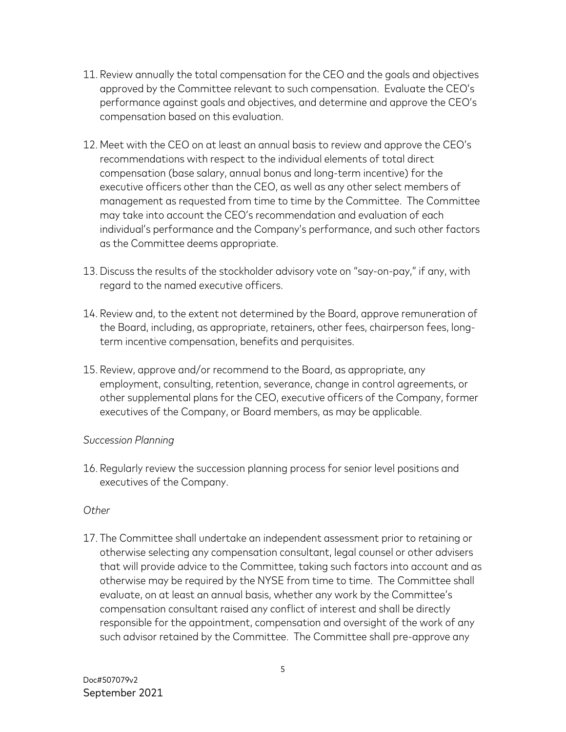11. Review annually the total compensation for the CEO and the goals and objectives approved by the Committee relevant to such compensation. Evaluate the CEO's performance against goals and objectives, and determine and approve the CEO's compensation based on this evaluation.

12. Meet with the CEO on at least an annual basis to review and approve the CEO's recommendations with respect to the individual elements of total direct compensation (base salary, annual bonus and long-term incentive) for the executive officers other than the CEO, as well as any other select members of management as requested from time to time by the Committee. The Committee may take into account the CEO's recommendation and evaluation of each individual's performance and the Company's performance, and such other factors as the Committee deems appropriate.

13. Discuss the results of the stockholder advisory vote on "say-on-pay," if any, with regard to the named executive officers.

14. Review and, to the extent not determined by the Board, approve remuneration of the Board, including, as appropriate, retainers, other fees, chairperson fees, long-term incentive compensation, benefits and perquisites.

15. Review, approve and/or recommend to the Board, as appropriate, any employment, consulting, retention, severance, change in control agreements, or other supplemental plans for the CEO, executive officers of the Company, former executives of the Company, or Board members, as may be applicable.

*Succession Planning*

16. Regularly review the succession planning process for senior level positions and executives of the Company.

*Other*

17. The Committee shall undertake an independent assessment prior to retaining or otherwise selecting any compensation consultant, legal counsel or other advisers that will provide advice to the Committee, taking such factors into account and as otherwise may be required by the NYSE from time to time. The Committee shall evaluate, on at least an annual basis, whether any work by the Committee's compensation consultant raised any conflict of interest and shall be directly responsible for the appointment, compensation and oversight of the work of any such advisor retained by the Committee. The Committee shall pre-approve any

Doc#507079v2
September 2021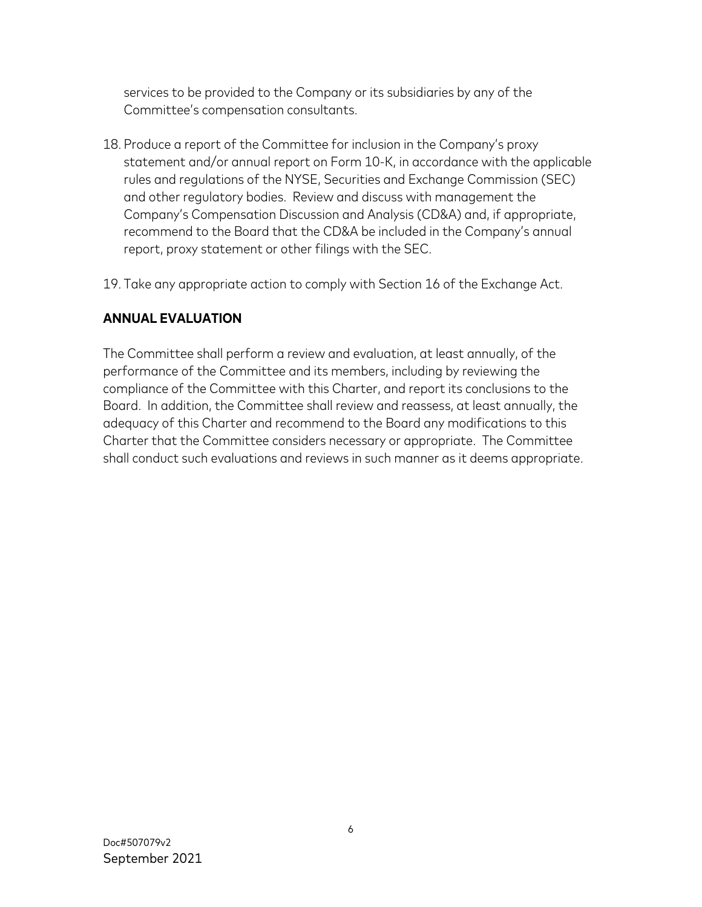services to be provided to the Company or its subsidiaries by any of the Committee's compensation consultants.

18. Produce a report of the Committee for inclusion in the Company's proxy statement and/or annual report on Form 10-K, in accordance with the applicable rules and regulations of the NYSE, Securities and Exchange Commission (SEC) and other regulatory bodies. Review and discuss with management the Company's Compensation Discussion and Analysis (CD&A) and, if appropriate, recommend to the Board that the CD&A be included in the Company's annual report, proxy statement or other filings with the SEC.

19. Take any appropriate action to comply with Section 16 of the Exchange Act.

**ANNUAL EVALUATION**

The Committee shall perform a review and evaluation, at least annually, of the performance of the Committee and its members, including by reviewing the compliance of the Committee with this Charter, and report its conclusions to the Board. In addition, the Committee shall review and reassess, at least annually, the adequacy of this Charter and recommend to the Board any modifications to this Charter that the Committee considers necessary or appropriate. The Committee shall conduct such evaluations and reviews in such manner as it deems appropriate.

Doc#507079v2
September 2021